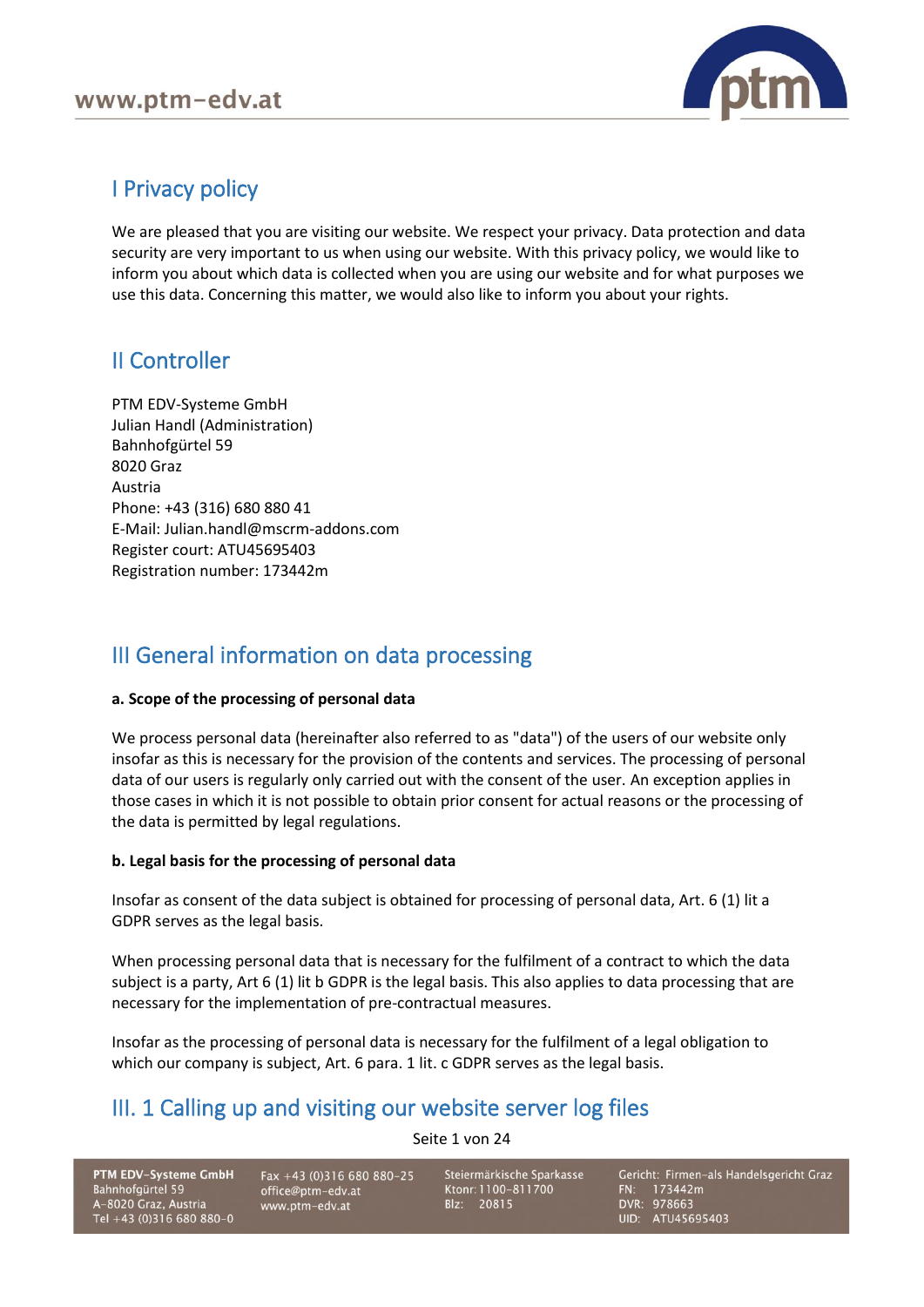# I Privacy policy

We are pleased that you are visiting our website. We respect your privacy. Data protection and data security are very important to us when using our website. With this privacy policy, we would like to inform you about which data is collected when you are using our website and for what purposes we use this data. Concerning this matter, we would also like to inform you about your rights.

# II Controller

PTM EDV-Systeme GmbH
Julian Handl (Administration)
Bahnhofgürtel 59
8020 Graz
Austria
Phone: +43 (316) 680 880 41
E-Mail: Julian.handl@mscrm-addons.com
Register court: ATU45695403
Registration number: 173442m

# III General information on data processing

**a. Scope of the processing of personal data**

We process personal data (hereinafter also referred to as "data") of the users of our website only insofar as this is necessary for the provision of the contents and services. The processing of personal data of our users is regularly only carried out with the consent of the user. An exception applies in those cases in which it is not possible to obtain prior consent for actual reasons or the processing of the data is permitted by legal regulations.

**b. Legal basis for the processing of personal data**

Insofar as consent of the data subject is obtained for processing of personal data, Art. 6 (1) lit a GDPR serves as the legal basis.

When processing personal data that is necessary for the fulfilment of a contract to which the data subject is a party, Art 6 (1) lit b GDPR is the legal basis. This also applies to data processing that are necessary for the implementation of pre-contractual measures.

Insofar as the processing of personal data is necessary for the fulfilment of a legal obligation to which our company is subject, Art. 6 para. 1 lit. c GDPR serves as the legal basis.

# III. 1 Calling up and visiting our website server log files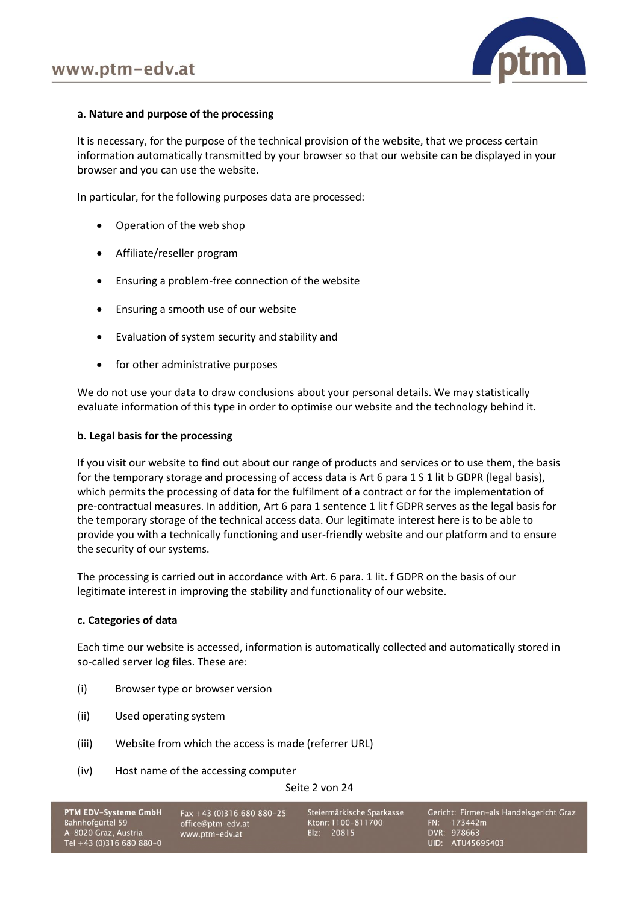**a. Nature and purpose of the processing**

It is necessary, for the purpose of the technical provision of the website, that we process certain information automatically transmitted by your browser so that our website can be displayed in your browser and you can use the website.

In particular, for the following purposes data are processed:

- Operation of the web shop
- Affiliate/reseller program
- Ensuring a problem-free connection of the website
- Ensuring a smooth use of our website
- Evaluation of system security and stability and
- for other administrative purposes

We do not use your data to draw conclusions about your personal details. We may statistically evaluate information of this type in order to optimise our website and the technology behind it.

**b. Legal basis for the processing**

If you visit our website to find out about our range of products and services or to use them, the basis for the temporary storage and processing of access data is Art 6 para 1 S 1 lit b GDPR (legal basis), which permits the processing of data for the fulfilment of a contract or for the implementation of pre-contractual measures. In addition, Art 6 para 1 sentence 1 lit f GDPR serves as the legal basis for the temporary storage of the technical access data. Our legitimate interest here is to be able to provide you with a technically functioning and user-friendly website and our platform and to ensure the security of our systems.

The processing is carried out in accordance with Art. 6 para. 1 lit. f GDPR on the basis of our legitimate interest in improving the stability and functionality of our website.

**c. Categories of data**

Each time our website is accessed, information is automatically collected and automatically stored in so-called server log files. These are:

(i) Browser type or browser version

(ii) Used operating system

(iii) Website from which the access is made (referrer URL)

(iv) Host name of the accessing computer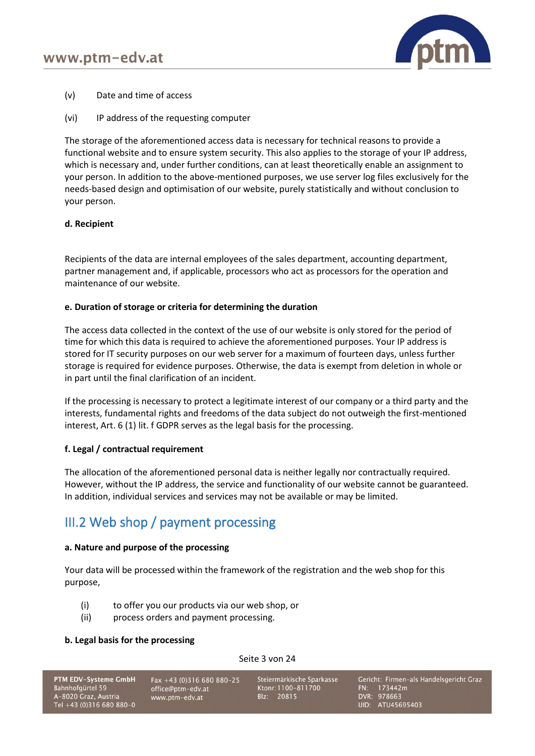(v) Date and time of access

(vi) IP address of the requesting computer

The storage of the aforementioned access data is necessary for technical reasons to provide a functional website and to ensure system security. This also applies to the storage of your IP address, which is necessary and, under further conditions, can at least theoretically enable an assignment to your person. In addition to the above-mentioned purposes, we use server log files exclusively for the needs-based design and optimisation of our website, purely statistically and without conclusion to your person.

**d. Recipient**

Recipients of the data are internal employees of the sales department, accounting department, partner management and, if applicable, processors who act as processors for the operation and maintenance of our website.

**e. Duration of storage or criteria for determining the duration**

The access data collected in the context of the use of our website is only stored for the period of time for which this data is required to achieve the aforementioned purposes. Your IP address is stored for IT security purposes on our web server for a maximum of fourteen days, unless further storage is required for evidence purposes. Otherwise, the data is exempt from deletion in whole or in part until the final clarification of an incident.

If the processing is necessary to protect a legitimate interest of our company or a third party and the interests, fundamental rights and freedoms of the data subject do not outweigh the first-mentioned interest, Art. 6 (1) lit. f GDPR serves as the legal basis for the processing.

**f. Legal / contractual requirement**

The allocation of the aforementioned personal data is neither legally nor contractually required. However, without the IP address, the service and functionality of our website cannot be guaranteed. In addition, individual services and services may not be available or may be limited.

## III.2 Web shop / payment processing

**a. Nature and purpose of the processing**

Your data will be processed within the framework of the registration and the web shop for this purpose,

(i) to offer you our products via our web shop, or
(ii) process orders and payment processing.

**b. Legal basis for the processing**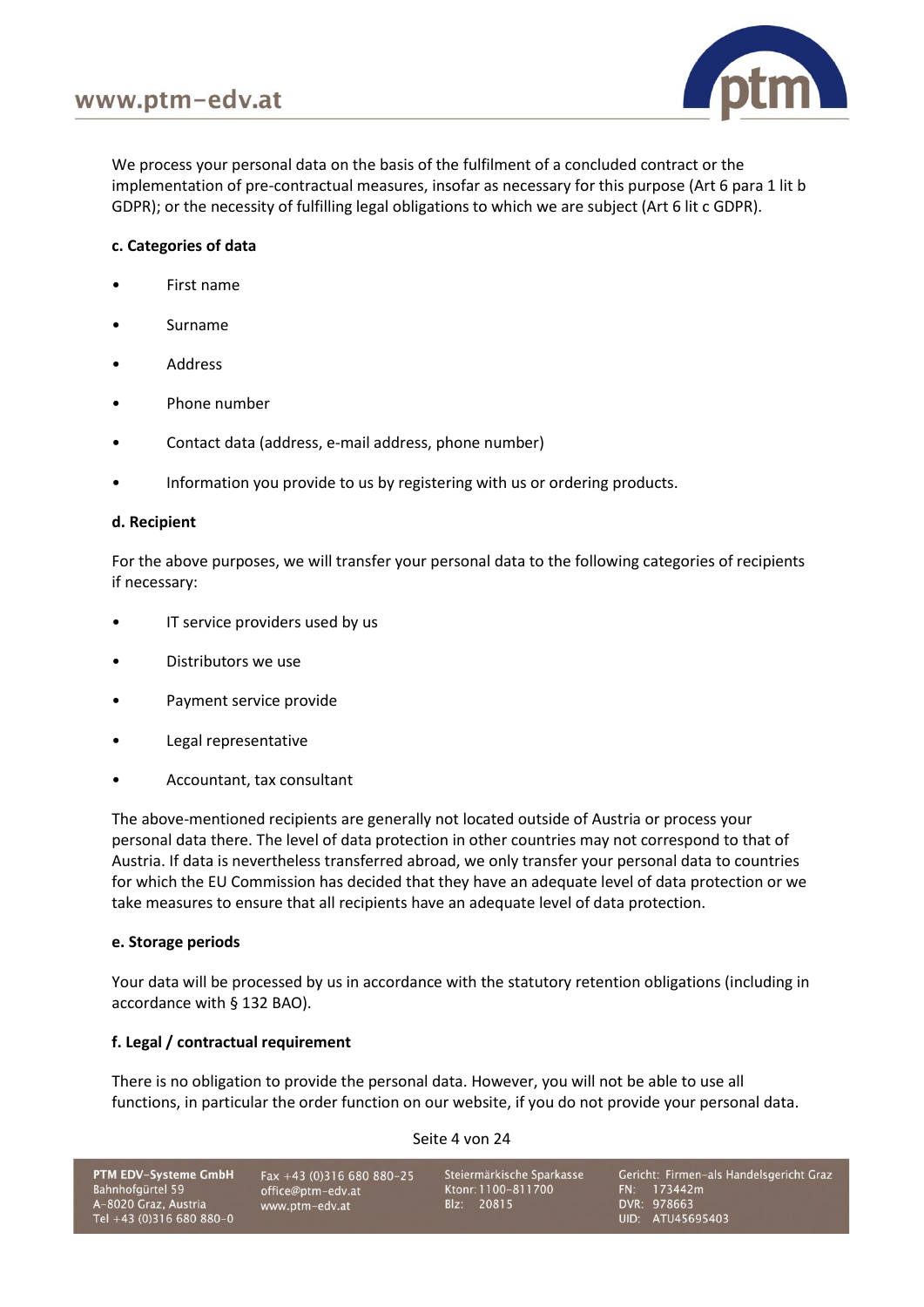We process your personal data on the basis of the fulfilment of a concluded contract or the implementation of pre-contractual measures, insofar as necessary for this purpose (Art 6 para 1 lit b GDPR); or the necessity of fulfilling legal obligations to which we are subject (Art 6 lit c GDPR).

**c. Categories of data**

- First name
- Surname
- Address
- Phone number
- Contact data (address, e-mail address, phone number)
- Information you provide to us by registering with us or ordering products.

**d. Recipient**

For the above purposes, we will transfer your personal data to the following categories of recipients if necessary:

- IT service providers used by us
- Distributors we use
- Payment service provide
- Legal representative
- Accountant, tax consultant

The above-mentioned recipients are generally not located outside of Austria or process your personal data there. The level of data protection in other countries may not correspond to that of Austria. If data is nevertheless transferred abroad, we only transfer your personal data to countries for which the EU Commission has decided that they have an adequate level of data protection or we take measures to ensure that all recipients have an adequate level of data protection.

**e. Storage periods**

Your data will be processed by us in accordance with the statutory retention obligations (including in accordance with § 132 BAO).

**f. Legal / contractual requirement**

There is no obligation to provide the personal data. However, you will not be able to use all functions, in particular the order function on our website, if you do not provide your personal data.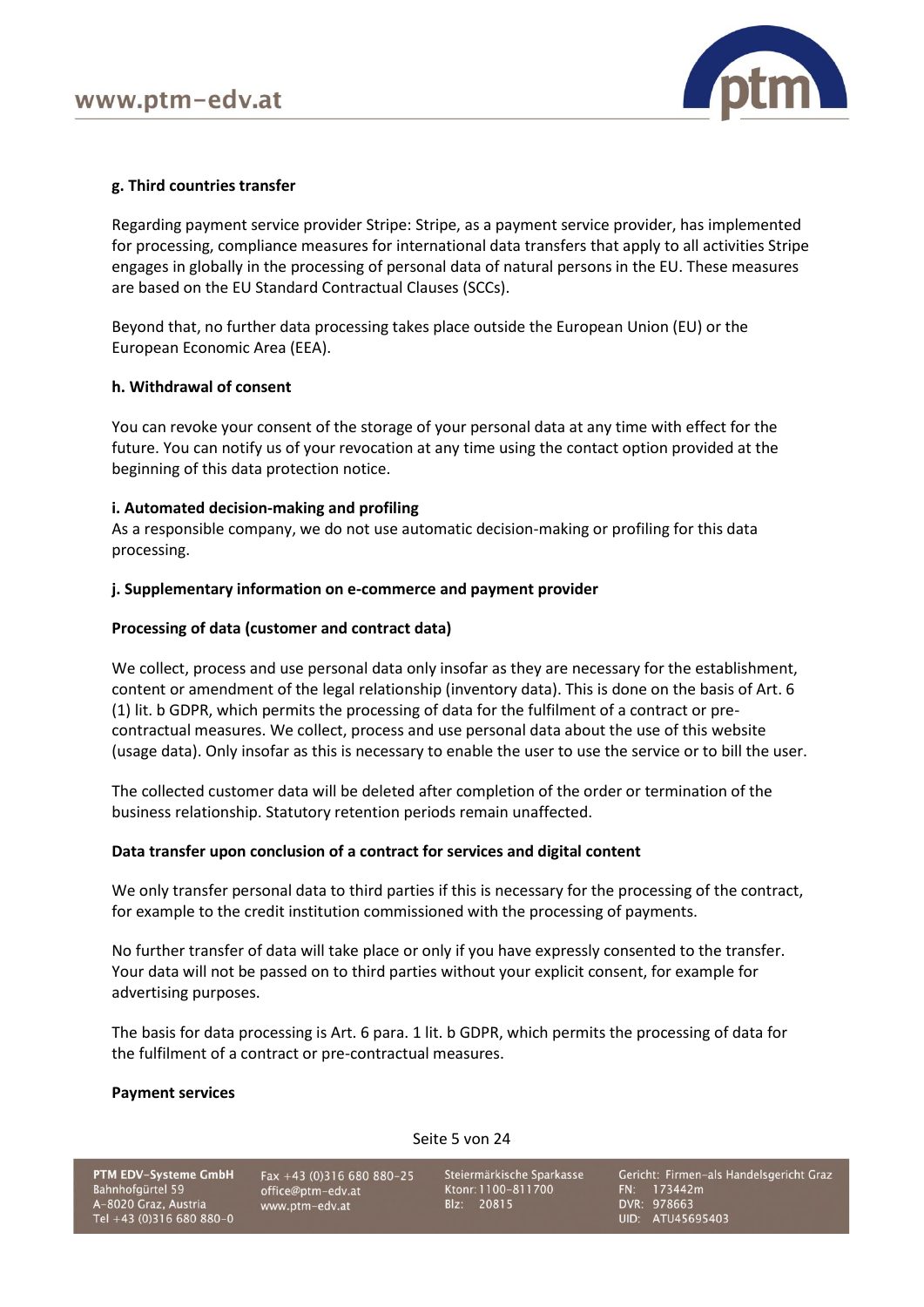### g. Third countries transfer

Regarding payment service provider Stripe: Stripe, as a payment service provider, has implemented for processing, compliance measures for international data transfers that apply to all activities Stripe engages in globally in the processing of personal data of natural persons in the EU. These measures are based on the EU Standard Contractual Clauses (SCCs).

Beyond that, no further data processing takes place outside the European Union (EU) or the European Economic Area (EEA).

### h. Withdrawal of consent

You can revoke your consent of the storage of your personal data at any time with effect for the future. You can notify us of your revocation at any time using the contact option provided at the beginning of this data protection notice.

### i. Automated decision-making and profiling

As a responsible company, we do not use automatic decision-making or profiling for this data processing.

### j. Supplementary information on e-commerce and payment provider

**Processing of data (customer and contract data)**

We collect, process and use personal data only insofar as they are necessary for the establishment, content or amendment of the legal relationship (inventory data). This is done on the basis of Art. 6 (1) lit. b GDPR, which permits the processing of data for the fulfilment of a contract or pre-contractual measures. We collect, process and use personal data about the use of this website (usage data). Only insofar as this is necessary to enable the user to use the service or to bill the user.

The collected customer data will be deleted after completion of the order or termination of the business relationship. Statutory retention periods remain unaffected.

**Data transfer upon conclusion of a contract for services and digital content**

We only transfer personal data to third parties if this is necessary for the processing of the contract, for example to the credit institution commissioned with the processing of payments.

No further transfer of data will take place or only if you have expressly consented to the transfer. Your data will not be passed on to third parties without your explicit consent, for example for advertising purposes.

The basis for data processing is Art. 6 para. 1 lit. b GDPR, which permits the processing of data for the fulfilment of a contract or pre-contractual measures.

**Payment services**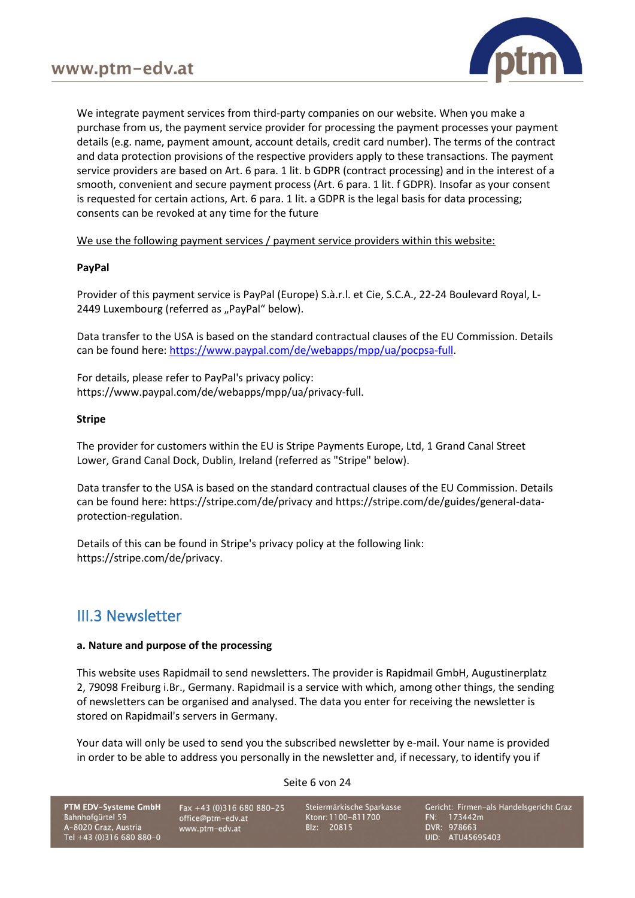We integrate payment services from third-party companies on our website. When you make a purchase from us, the payment service provider for processing the payment processes your payment details (e.g. name, payment amount, account details, credit card number). The terms of the contract and data protection provisions of the respective providers apply to these transactions. The payment service providers are based on Art. 6 para. 1 lit. b GDPR (contract processing) and in the interest of a smooth, convenient and secure payment process (Art. 6 para. 1 lit. f GDPR). Insofar as your consent is requested for certain actions, Art. 6 para. 1 lit. a GDPR is the legal basis for data processing; consents can be revoked at any time for the future

<u>We use the following payment services / payment service providers within this website:</u>

**PayPal**

Provider of this payment service is PayPal (Europe) S.à.r.l. et Cie, S.C.A., 22-24 Boulevard Royal, L-2449 Luxembourg (referred as „PayPal“ below).

Data transfer to the USA is based on the standard contractual clauses of the EU Commission. Details can be found here: https://www.paypal.com/de/webapps/mpp/ua/pocpsa-full.

For details, please refer to PayPal's privacy policy: https://www.paypal.com/de/webapps/mpp/ua/privacy-full.

**Stripe**

The provider for customers within the EU is Stripe Payments Europe, Ltd, 1 Grand Canal Street Lower, Grand Canal Dock, Dublin, Ireland (referred as "Stripe" below).

Data transfer to the USA is based on the standard contractual clauses of the EU Commission. Details can be found here: https://stripe.com/de/privacy and https://stripe.com/de/guides/general-data-protection-regulation.

Details of this can be found in Stripe's privacy policy at the following link: https://stripe.com/de/privacy.

## III.3 Newsletter

**a. Nature and purpose of the processing**

This website uses Rapidmail to send newsletters. The provider is Rapidmail GmbH, Augustinerplatz 2, 79098 Freiburg i.Br., Germany. Rapidmail is a service with which, among other things, the sending of newsletters can be organised and analysed. The data you enter for receiving the newsletter is stored on Rapidmail's servers in Germany.

Your data will only be used to send you the subscribed newsletter by e-mail. Your name is provided in order to be able to address you personally in the newsletter and, if necessary, to identify you if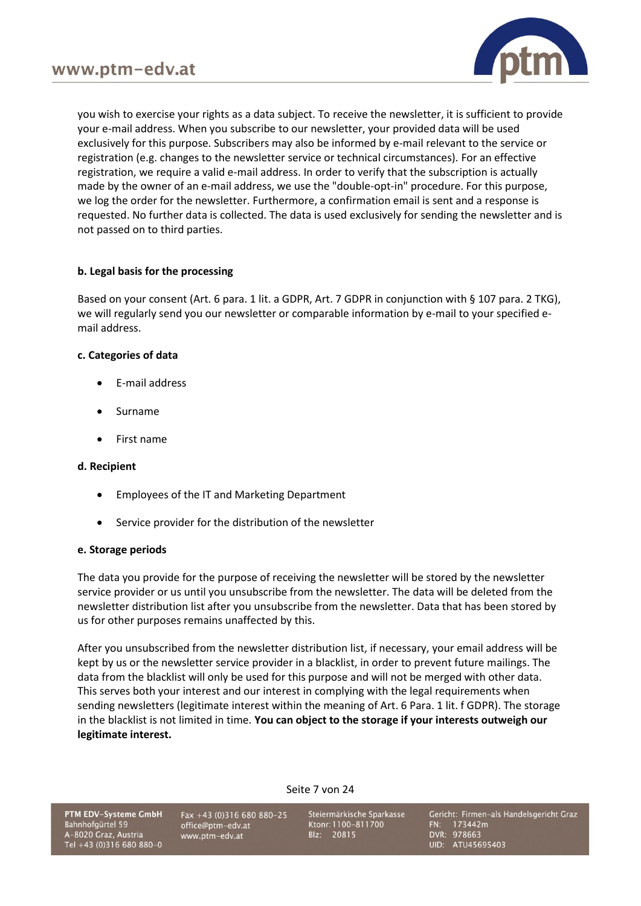you wish to exercise your rights as a data subject. To receive the newsletter, it is sufficient to provide your e-mail address. When you subscribe to our newsletter, your provided data will be used exclusively for this purpose. Subscribers may also be informed by e-mail relevant to the service or registration (e.g. changes to the newsletter service or technical circumstances). For an effective registration, we require a valid e-mail address. In order to verify that the subscription is actually made by the owner of an e-mail address, we use the "double-opt-in" procedure. For this purpose, we log the order for the newsletter. Furthermore, a confirmation email is sent and a response is requested. No further data is collected. The data is used exclusively for sending the newsletter and is not passed on to third parties.

**b. Legal basis for the processing**

Based on your consent (Art. 6 para. 1 lit. a GDPR, Art. 7 GDPR in conjunction with § 107 para. 2 TKG), we will regularly send you our newsletter or comparable information by e-mail to your specified e-mail address.

**c. Categories of data**

- E-mail address
- Surname
- First name

**d. Recipient**

- Employees of the IT and Marketing Department
- Service provider for the distribution of the newsletter

**e. Storage periods**

The data you provide for the purpose of receiving the newsletter will be stored by the newsletter service provider or us until you unsubscribe from the newsletter. The data will be deleted from the newsletter distribution list after you unsubscribe from the newsletter. Data that has been stored by us for other purposes remains unaffected by this.

After you unsubscribed from the newsletter distribution list, if necessary, your email address will be kept by us or the newsletter service provider in a blacklist, in order to prevent future mailings. The data from the blacklist will only be used for this purpose and will not be merged with other data. This serves both your interest and our interest in complying with the legal requirements when sending newsletters (legitimate interest within the meaning of Art. 6 Para. 1 lit. f GDPR). The storage in the blacklist is not limited in time. **You can object to the storage if your interests outweigh our legitimate interest.**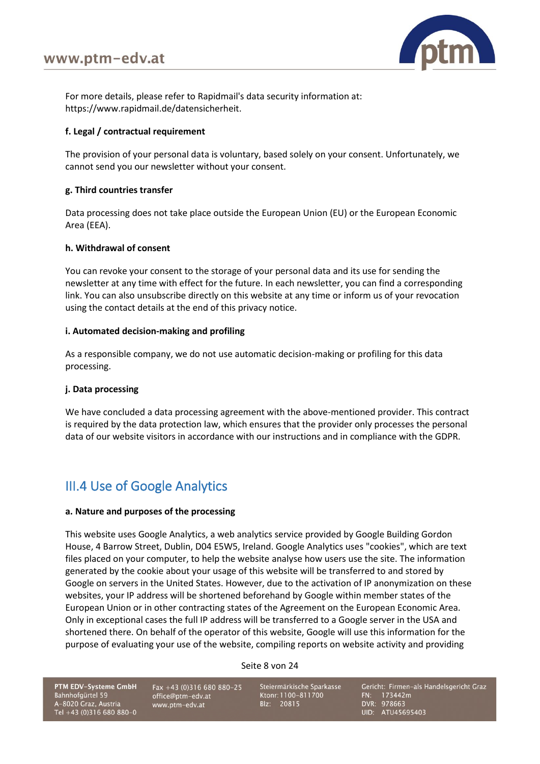For more details, please refer to Rapidmail's data security information at: https://www.rapidmail.de/datensicherheit.

**f. Legal / contractual requirement**

The provision of your personal data is voluntary, based solely on your consent. Unfortunately, we cannot send you our newsletter without your consent.

**g. Third countries transfer**

Data processing does not take place outside the European Union (EU) or the European Economic Area (EEA).

**h. Withdrawal of consent**

You can revoke your consent to the storage of your personal data and its use for sending the newsletter at any time with effect for the future. In each newsletter, you can find a corresponding link. You can also unsubscribe directly on this website at any time or inform us of your revocation using the contact details at the end of this privacy notice.

**i. Automated decision-making and profiling**

As a responsible company, we do not use automatic decision-making or profiling for this data processing.

**j. Data processing**

We have concluded a data processing agreement with the above-mentioned provider. This contract is required by the data protection law, which ensures that the provider only processes the personal data of our website visitors in accordance with our instructions and in compliance with the GDPR.

## III.4 Use of Google Analytics

**a. Nature and purposes of the processing**

This website uses Google Analytics, a web analytics service provided by Google Building Gordon House, 4 Barrow Street, Dublin, D04 E5W5, Ireland. Google Analytics uses "cookies", which are text files placed on your computer, to help the website analyse how users use the site. The information generated by the cookie about your usage of this website will be transferred to and stored by Google on servers in the United States. However, due to the activation of IP anonymization on these websites, your IP address will be shortened beforehand by Google within member states of the European Union or in other contracting states of the Agreement on the European Economic Area. Only in exceptional cases the full IP address will be transferred to a Google server in the USA and shortened there. On behalf of the operator of this website, Google will use this information for the purpose of evaluating your use of the website, compiling reports on website activity and providing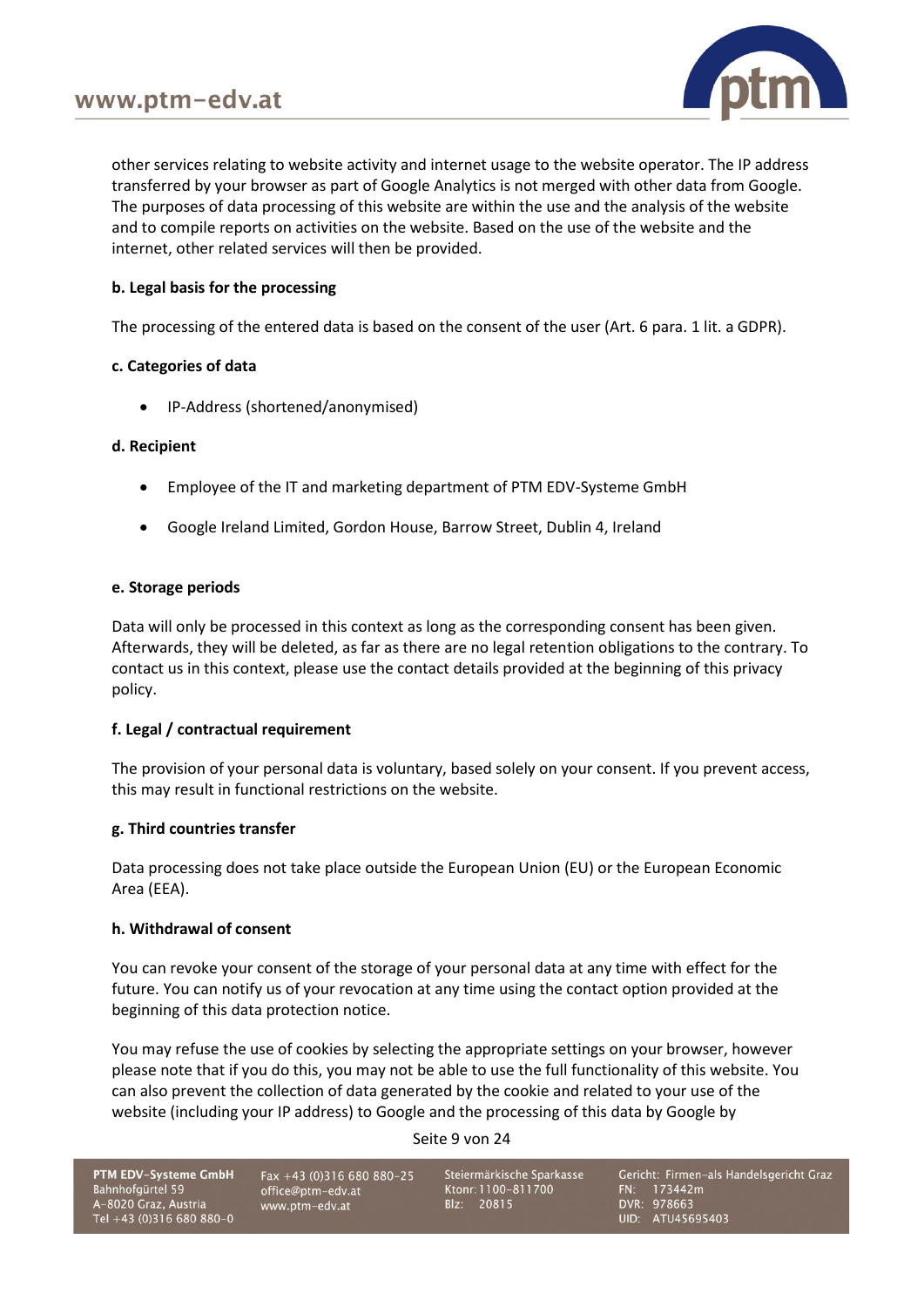other services relating to website activity and internet usage to the website operator. The IP address transferred by your browser as part of Google Analytics is not merged with other data from Google. The purposes of data processing of this website are within the use and the analysis of the website and to compile reports on activities on the website. Based on the use of the website and the internet, other related services will then be provided.

**b. Legal basis for the processing**

The processing of the entered data is based on the consent of the user (Art. 6 para. 1 lit. a GDPR).

**c. Categories of data**

- IP-Address (shortened/anonymised)

**d. Recipient**

- Employee of the IT and marketing department of PTM EDV-Systeme GmbH
- Google Ireland Limited, Gordon House, Barrow Street, Dublin 4, Ireland

**e. Storage periods**

Data will only be processed in this context as long as the corresponding consent has been given. Afterwards, they will be deleted, as far as there are no legal retention obligations to the contrary. To contact us in this context, please use the contact details provided at the beginning of this privacy policy.

**f. Legal / contractual requirement**

The provision of your personal data is voluntary, based solely on your consent. If you prevent access, this may result in functional restrictions on the website.

**g. Third countries transfer**

Data processing does not take place outside the European Union (EU) or the European Economic Area (EEA).

**h. Withdrawal of consent**

You can revoke your consent of the storage of your personal data at any time with effect for the future. You can notify us of your revocation at any time using the contact option provided at the beginning of this data protection notice.

You may refuse the use of cookies by selecting the appropriate settings on your browser, however please note that if you do this, you may not be able to use the full functionality of this website. You can also prevent the collection of data generated by the cookie and related to your use of the website (including your IP address) to Google and the processing of this data by Google by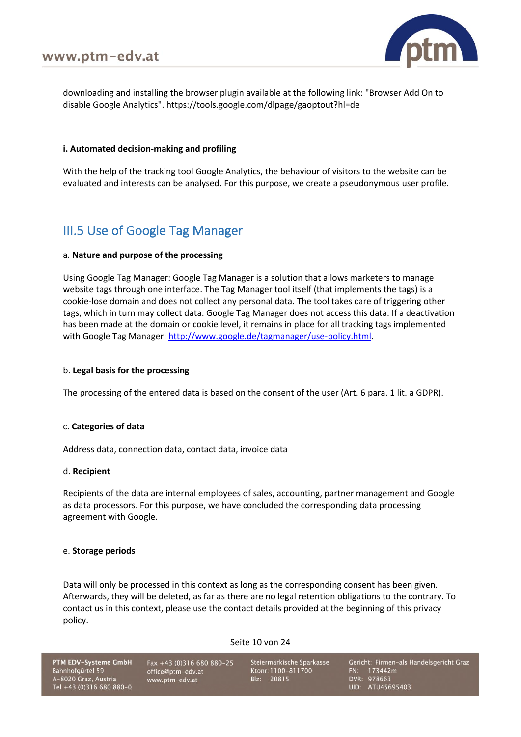downloading and installing the browser plugin available at the following link: "Browser Add On to disable Google Analytics". https://tools.google.com/dlpage/gaoptout?hl=de

**i. Automated decision-making and profiling**

With the help of the tracking tool Google Analytics, the behaviour of visitors to the website can be evaluated and interests can be analysed. For this purpose, we create a pseudonymous user profile.

## III.5 Use of Google Tag Manager

a. **Nature and purpose of the processing**

Using Google Tag Manager: Google Tag Manager is a solution that allows marketers to manage website tags through one interface. The Tag Manager tool itself (that implements the tags) is a cookie-lose domain and does not collect any personal data. The tool takes care of triggering other tags, which in turn may collect data. Google Tag Manager does not access this data. If a deactivation has been made at the domain or cookie level, it remains in place for all tracking tags implemented with Google Tag Manager: [http://www.google.de/tagmanager/use-policy.html](http://www.google.de/tagmanager/use-policy.html).

b. **Legal basis for the processing**

The processing of the entered data is based on the consent of the user (Art. 6 para. 1 lit. a GDPR).

c. **Categories of data**

Address data, connection data, contact data, invoice data

d. **Recipient**

Recipients of the data are internal employees of sales, accounting, partner management and Google as data processors. For this purpose, we have concluded the corresponding data processing agreement with Google.

e. **Storage periods**

Data will only be processed in this context as long as the corresponding consent has been given. Afterwards, they will be deleted, as far as there are no legal retention obligations to the contrary. To contact us in this context, please use the contact details provided at the beginning of this privacy policy.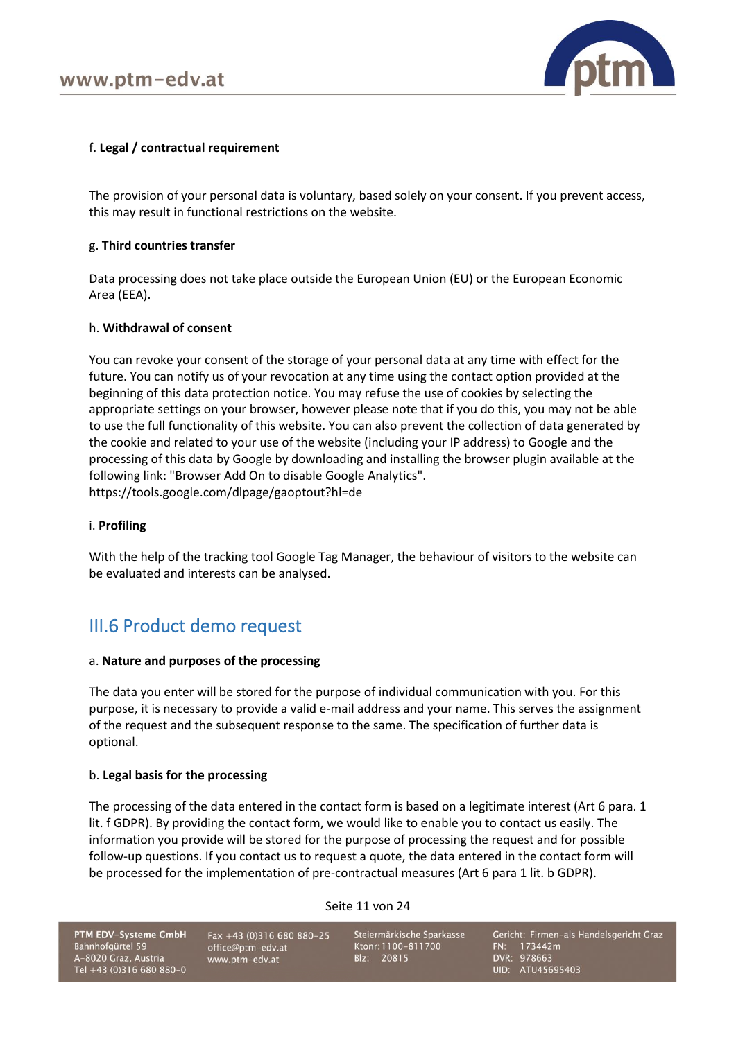f. **Legal / contractual requirement**

The provision of your personal data is voluntary, based solely on your consent. If you prevent access, this may result in functional restrictions on the website.

g. **Third countries transfer**

Data processing does not take place outside the European Union (EU) or the European Economic Area (EEA).

h. **Withdrawal of consent**

You can revoke your consent of the storage of your personal data at any time with effect for the future. You can notify us of your revocation at any time using the contact option provided at the beginning of this data protection notice. You may refuse the use of cookies by selecting the appropriate settings on your browser, however please note that if you do this, you may not be able to use the full functionality of this website. You can also prevent the collection of data generated by the cookie and related to your use of the website (including your IP address) to Google and the processing of this data by Google by downloading and installing the browser plugin available at the following link: "Browser Add On to disable Google Analytics". https://tools.google.com/dlpage/gaoptout?hl=de

i. **Profiling**

With the help of the tracking tool Google Tag Manager, the behaviour of visitors to the website can be evaluated and interests can be analysed.

## III.6 Product demo request

a. **Nature and purposes of the processing**

The data you enter will be stored for the purpose of individual communication with you. For this purpose, it is necessary to provide a valid e-mail address and your name. This serves the assignment of the request and the subsequent response to the same. The specification of further data is optional.

b. **Legal basis for the processing**

The processing of the data entered in the contact form is based on a legitimate interest (Art 6 para. 1 lit. f GDPR). By providing the contact form, we would like to enable you to contact us easily. The information you provide will be stored for the purpose of processing the request and for possible follow-up questions. If you contact us to request a quote, the data entered in the contact form will be processed for the implementation of pre-contractual measures (Art 6 para 1 lit. b GDPR).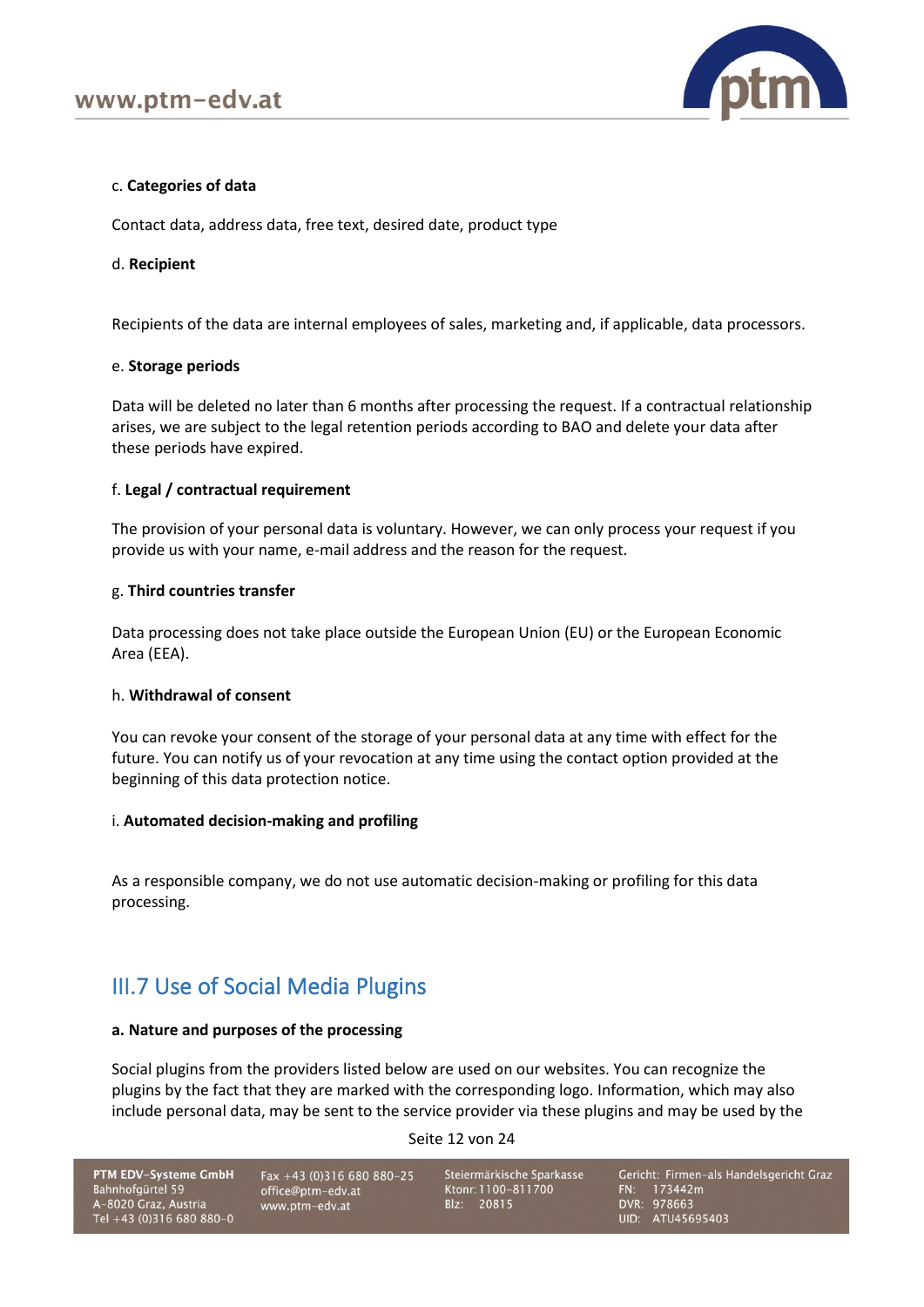c. **Categories of data**

Contact data, address data, free text, desired date, product type

d. **Recipient**

Recipients of the data are internal employees of sales, marketing and, if applicable, data processors.

e. **Storage periods**

Data will be deleted no later than 6 months after processing the request. If a contractual relationship arises, we are subject to the legal retention periods according to BAO and delete your data after these periods have expired.

f. **Legal / contractual requirement**

The provision of your personal data is voluntary. However, we can only process your request if you provide us with your name, e-mail address and the reason for the request.

g. **Third countries transfer**

Data processing does not take place outside the European Union (EU) or the European Economic Area (EEA).

h. **Withdrawal of consent**

You can revoke your consent of the storage of your personal data at any time with effect for the future. You can notify us of your revocation at any time using the contact option provided at the beginning of this data protection notice.

i. **Automated decision-making and profiling**

As a responsible company, we do not use automatic decision-making or profiling for this data processing.

## III.7 Use of Social Media Plugins

**a. Nature and purposes of the processing**

Social plugins from the providers listed below are used on our websites. You can recognize the plugins by the fact that they are marked with the corresponding logo. Information, which may also include personal data, may be sent to the service provider via these plugins and may be used by the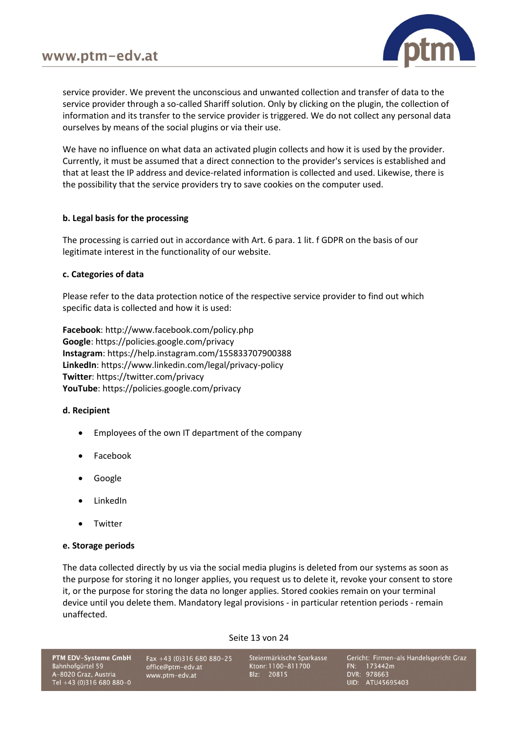service provider. We prevent the unconscious and unwanted collection and transfer of data to the service provider through a so-called Shariff solution. Only by clicking on the plugin, the collection of information and its transfer to the service provider is triggered. We do not collect any personal data ourselves by means of the social plugins or via their use.

We have no influence on what data an activated plugin collects and how it is used by the provider. Currently, it must be assumed that a direct connection to the provider's services is established and that at least the IP address and device-related information is collected and used. Likewise, there is the possibility that the service providers try to save cookies on the computer used.

#### b. Legal basis for the processing

The processing is carried out in accordance with Art. 6 para. 1 lit. f GDPR on the basis of our legitimate interest in the functionality of our website.

#### c. Categories of data

Please refer to the data protection notice of the respective service provider to find out which specific data is collected and how it is used:

**Facebook**: http://www.facebook.com/policy.php
**Google**: https://policies.google.com/privacy
**Instagram**: https://help.instagram.com/155833707900388
**LinkedIn**: https://www.linkedin.com/legal/privacy-policy
**Twitter**: https://twitter.com/privacy
**YouTube**: https://policies.google.com/privacy

#### d. Recipient

- Employees of the own IT department of the company
- Facebook
- Google
- LinkedIn
- Twitter

#### e. Storage periods

The data collected directly by us via the social media plugins is deleted from our systems as soon as the purpose for storing it no longer applies, you request us to delete it, revoke your consent to store it, or the purpose for storing the data no longer applies. Stored cookies remain on your terminal device until you delete them. Mandatory legal provisions - in particular retention periods - remain unaffected.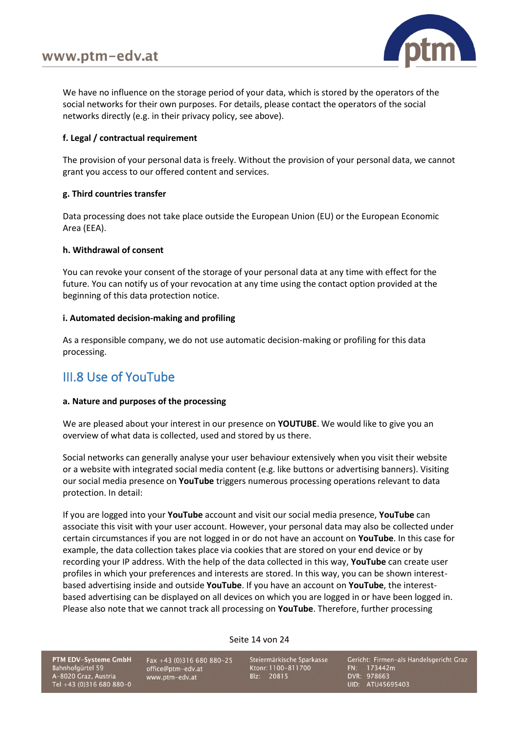We have no influence on the storage period of your data, which is stored by the operators of the social networks for their own purposes. For details, please contact the operators of the social networks directly (e.g. in their privacy policy, see above).

**f. Legal / contractual requirement**

The provision of your personal data is freely. Without the provision of your personal data, we cannot grant you access to our offered content and services.

**g. Third countries transfer**

Data processing does not take place outside the European Union (EU) or the European Economic Area (EEA).

**h. Withdrawal of consent**

You can revoke your consent of the storage of your personal data at any time with effect for the future. You can notify us of your revocation at any time using the contact option provided at the beginning of this data protection notice.

**i. Automated decision-making and profiling**

As a responsible company, we do not use automatic decision-making or profiling for this data processing.

## III.8 Use of YouTube

**a. Nature and purposes of the processing**

We are pleased about your interest in our presence on **YOUTUBE**. We would like to give you an overview of what data is collected, used and stored by us there.

Social networks can generally analyse your user behaviour extensively when you visit their website or a website with integrated social media content (e.g. like buttons or advertising banners). Visiting our social media presence on **YouTube** triggers numerous processing operations relevant to data protection. In detail:

If you are logged into your **YouTube** account and visit our social media presence, **YouTube** can associate this visit with your user account. However, your personal data may also be collected under certain circumstances if you are not logged in or do not have an account on **YouTube**. In this case for example, the data collection takes place via cookies that are stored on your end device or by recording your IP address. With the help of the data collected in this way, **YouTube** can create user profiles in which your preferences and interests are stored. In this way, you can be shown interest-based advertising inside and outside **YouTube**. If you have an account on **YouTube**, the interest-based advertising can be displayed on all devices on which you are logged in or have been logged in. Please also note that we cannot track all processing on **YouTube**. Therefore, further processing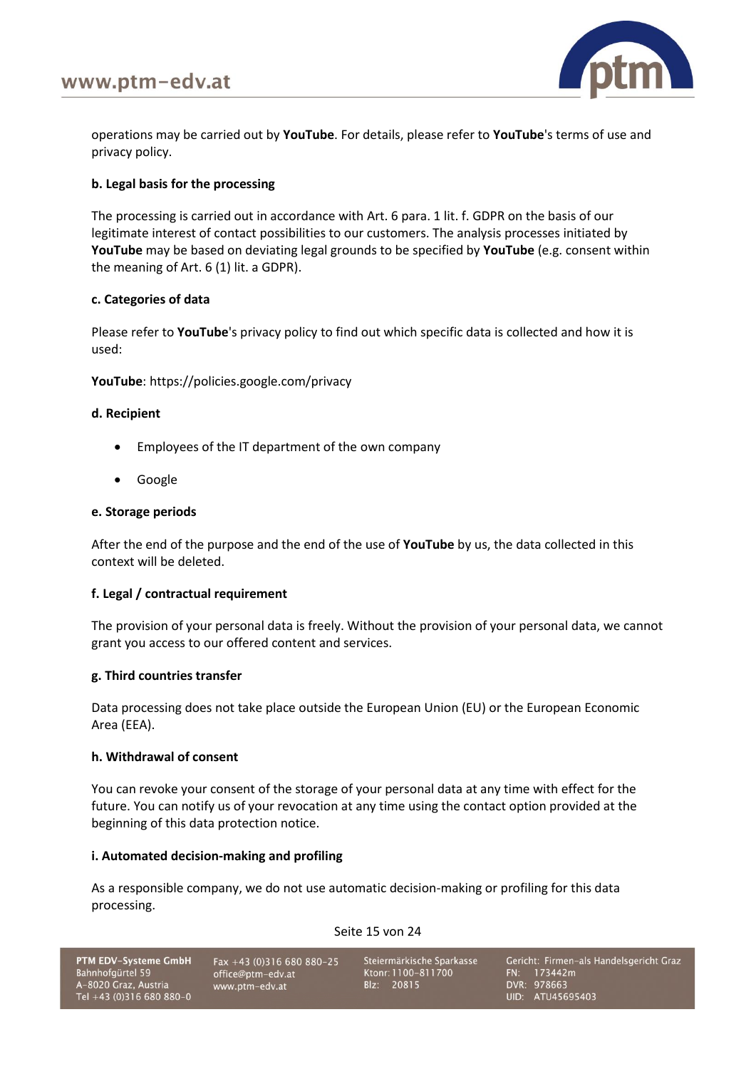operations may be carried out by **YouTube**. For details, please refer to **YouTube**'s terms of use and privacy policy.

**b. Legal basis for the processing**

The processing is carried out in accordance with Art. 6 para. 1 lit. f. GDPR on the basis of our legitimate interest of contact possibilities to our customers. The analysis processes initiated by **YouTube** may be based on deviating legal grounds to be specified by **YouTube** (e.g. consent within the meaning of Art. 6 (1) lit. a GDPR).

**c. Categories of data**

Please refer to **YouTube**'s privacy policy to find out which specific data is collected and how it is used:

**YouTube**: https://policies.google.com/privacy

**d. Recipient**

- Employees of the IT department of the own company
- Google

**e. Storage periods**

After the end of the purpose and the end of the use of **YouTube** by us, the data collected in this context will be deleted.

**f. Legal / contractual requirement**

The provision of your personal data is freely. Without the provision of your personal data, we cannot grant you access to our offered content and services.

**g. Third countries transfer**

Data processing does not take place outside the European Union (EU) or the European Economic Area (EEA).

**h. Withdrawal of consent**

You can revoke your consent of the storage of your personal data at any time with effect for the future. You can notify us of your revocation at any time using the contact option provided at the beginning of this data protection notice.

**i. Automated decision-making and profiling**

As a responsible company, we do not use automatic decision-making or profiling for this data processing.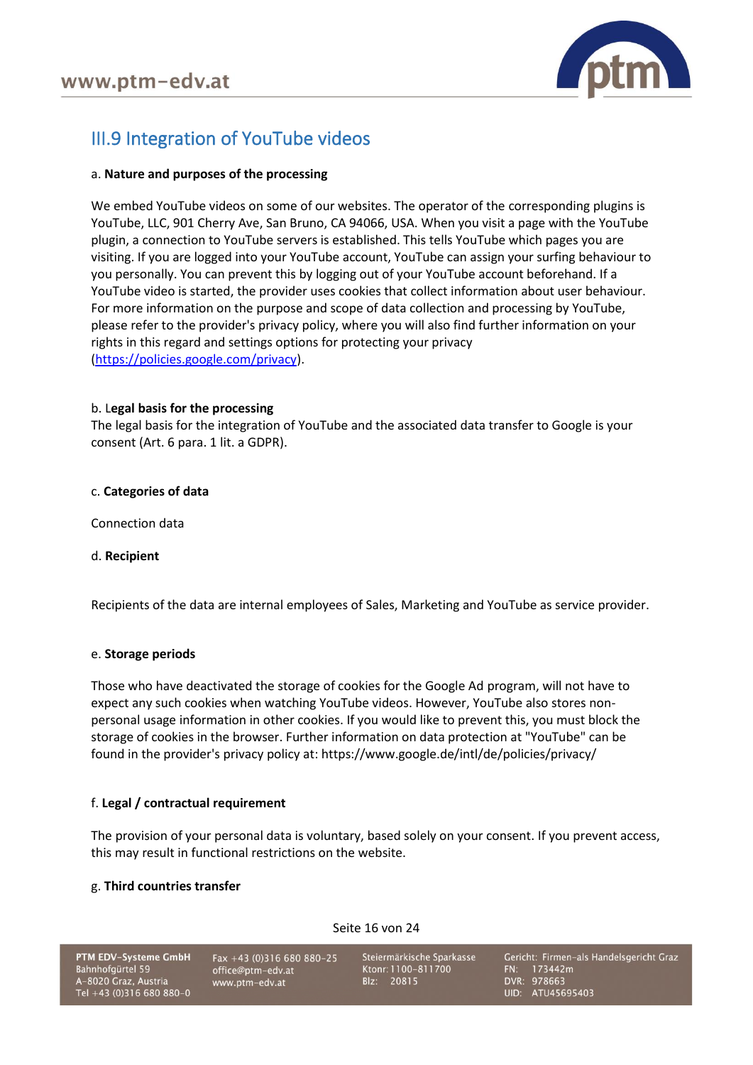## III.9 Integration of YouTube videos

a. **Nature and purposes of the processing**

We embed YouTube videos on some of our websites. The operator of the corresponding plugins is YouTube, LLC, 901 Cherry Ave, San Bruno, CA 94066, USA. When you visit a page with the YouTube plugin, a connection to YouTube servers is established. This tells YouTube which pages you are visiting. If you are logged into your YouTube account, YouTube can assign your surfing behaviour to you personally. You can prevent this by logging out of your YouTube account beforehand. If a YouTube video is started, the provider uses cookies that collect information about user behaviour. For more information on the purpose and scope of data collection and processing by YouTube, please refer to the provider's privacy policy, where you will also find further information on your rights in this regard and settings options for protecting your privacy (https://policies.google.com/privacy).

b. **Legal basis for the processing**

The legal basis for the integration of YouTube and the associated data transfer to Google is your consent (Art. 6 para. 1 lit. a GDPR).

c. **Categories of data**

Connection data

d. **Recipient**

Recipients of the data are internal employees of Sales, Marketing and YouTube as service provider.

e. **Storage periods**

Those who have deactivated the storage of cookies for the Google Ad program, will not have to expect any such cookies when watching YouTube videos. However, YouTube also stores non-personal usage information in other cookies. If you would like to prevent this, you must block the storage of cookies in the browser. Further information on data protection at "YouTube" can be found in the provider's privacy policy at: https://www.google.de/intl/de/policies/privacy/

f. **Legal / contractual requirement**

The provision of your personal data is voluntary, based solely on your consent. If you prevent access, this may result in functional restrictions on the website.

g. **Third countries transfer**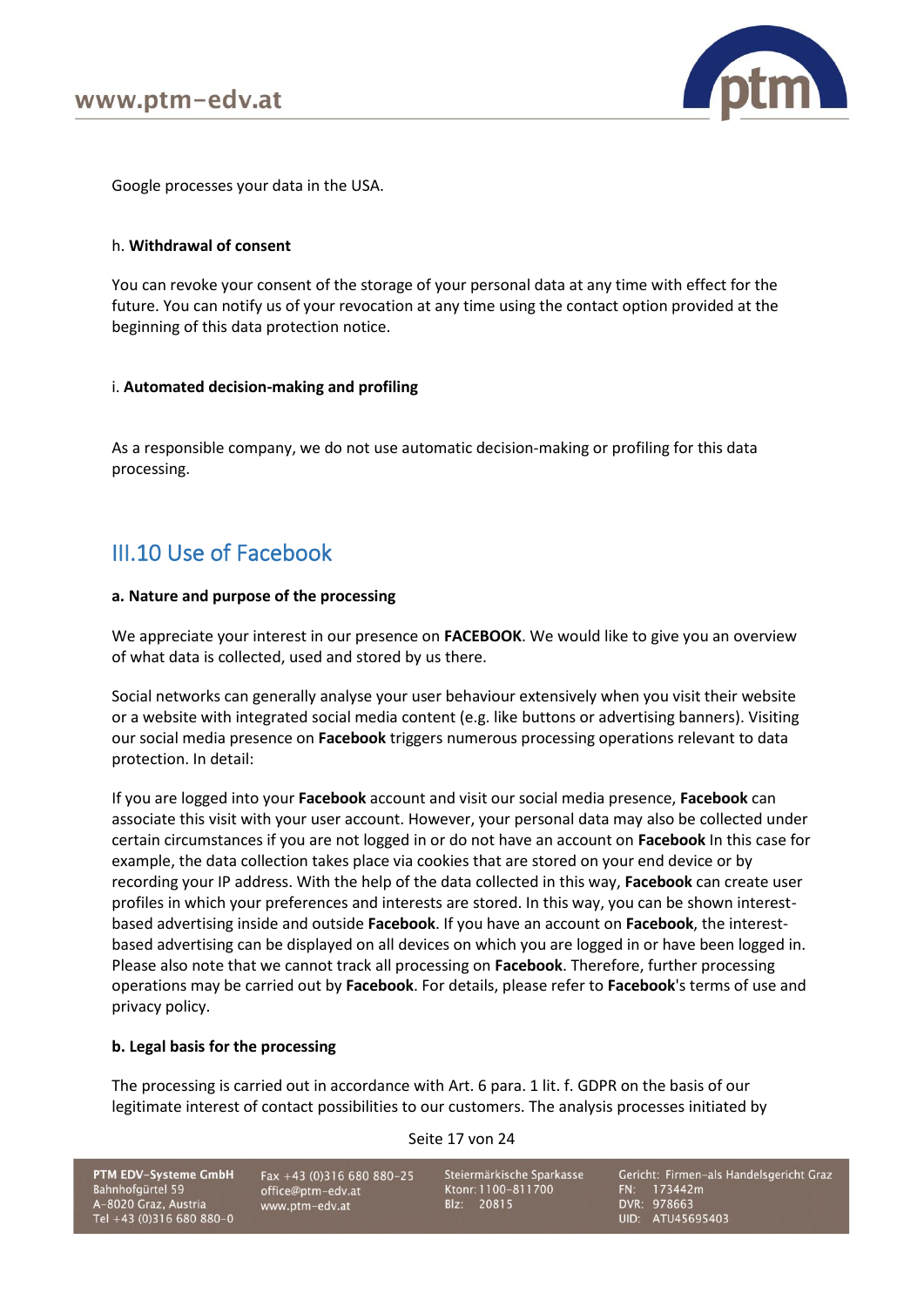Google processes your data in the USA.

h. **Withdrawal of consent**

You can revoke your consent of the storage of your personal data at any time with effect for the future. You can notify us of your revocation at any time using the contact option provided at the beginning of this data protection notice.

i. **Automated decision-making and profiling**

As a responsible company, we do not use automatic decision-making or profiling for this data processing.

## III.10 Use of Facebook

**a. Nature and purpose of the processing**

We appreciate your interest in our presence on **FACEBOOK**. We would like to give you an overview of what data is collected, used and stored by us there.

Social networks can generally analyse your user behaviour extensively when you visit their website or a website with integrated social media content (e.g. like buttons or advertising banners). Visiting our social media presence on **Facebook** triggers numerous processing operations relevant to data protection. In detail:

If you are logged into your **Facebook** account and visit our social media presence, **Facebook** can associate this visit with your user account. However, your personal data may also be collected under certain circumstances if you are not logged in or do not have an account on **Facebook** In this case for example, the data collection takes place via cookies that are stored on your end device or by recording your IP address. With the help of the data collected in this way, **Facebook** can create user profiles in which your preferences and interests are stored. In this way, you can be shown interest-based advertising inside and outside **Facebook**. If you have an account on **Facebook**, the interest-based advertising can be displayed on all devices on which you are logged in or have been logged in. Please also note that we cannot track all processing on **Facebook**. Therefore, further processing operations may be carried out by **Facebook**. For details, please refer to **Facebook**'s terms of use and privacy policy.

**b. Legal basis for the processing**

The processing is carried out in accordance with Art. 6 para. 1 lit. f. GDPR on the basis of our legitimate interest of contact possibilities to our customers. The analysis processes initiated by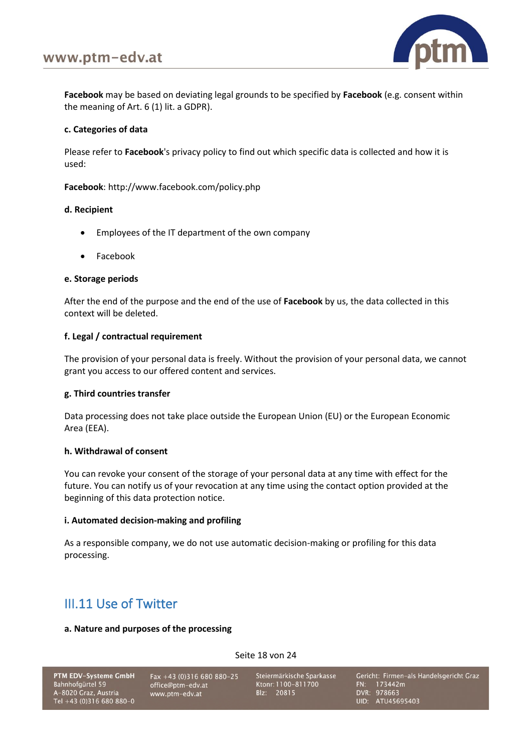**Facebook** may be based on deviating legal grounds to be specified by **Facebook** (e.g. consent within the meaning of Art. 6 (1) lit. a GDPR).

**c. Categories of data**

Please refer to **Facebook**'s privacy policy to find out which specific data is collected and how it is used:

**Facebook**: http://www.facebook.com/policy.php

**d. Recipient**

- Employees of the IT department of the own company
- Facebook

**e. Storage periods**

After the end of the purpose and the end of the use of **Facebook** by us, the data collected in this context will be deleted.

**f. Legal / contractual requirement**

The provision of your personal data is freely. Without the provision of your personal data, we cannot grant you access to our offered content and services.

**g. Third countries transfer**

Data processing does not take place outside the European Union (EU) or the European Economic Area (EEA).

**h. Withdrawal of consent**

You can revoke your consent of the storage of your personal data at any time with effect for the future. You can notify us of your revocation at any time using the contact option provided at the beginning of this data protection notice.

**i. Automated decision-making and profiling**

As a responsible company, we do not use automatic decision-making or profiling for this data processing.

## III.11 Use of Twitter

**a. Nature and purposes of the processing**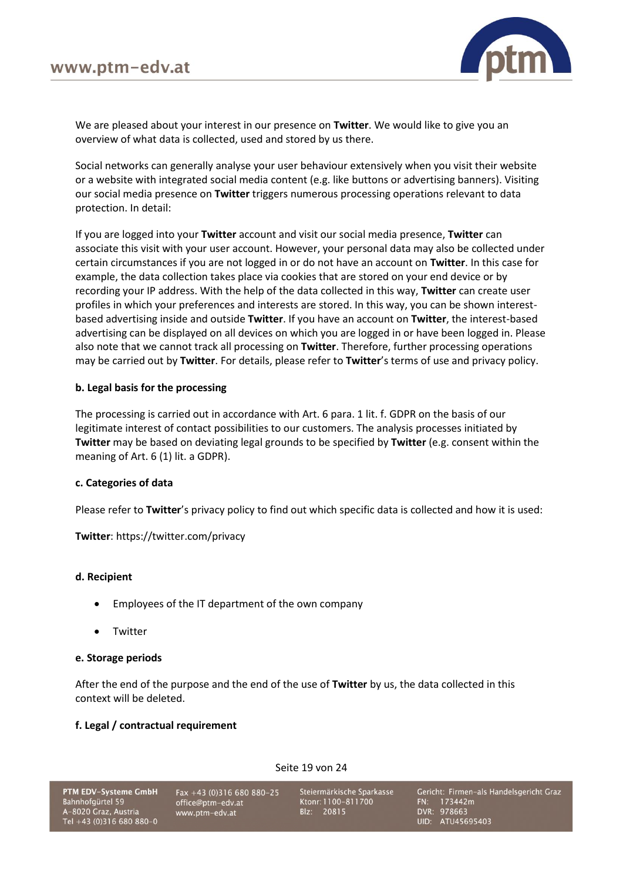We are pleased about your interest in our presence on **Twitter**. We would like to give you an overview of what data is collected, used and stored by us there.

Social networks can generally analyse your user behaviour extensively when you visit their website or a website with integrated social media content (e.g. like buttons or advertising banners). Visiting our social media presence on **Twitter** triggers numerous processing operations relevant to data protection. In detail:

If you are logged into your **Twitter** account and visit our social media presence, **Twitter** can associate this visit with your user account. However, your personal data may also be collected under certain circumstances if you are not logged in or do not have an account on **Twitter**. In this case for example, the data collection takes place via cookies that are stored on your end device or by recording your IP address. With the help of the data collected in this way, **Twitter** can create user profiles in which your preferences and interests are stored. In this way, you can be shown interest-based advertising inside and outside **Twitter**. If you have an account on **Twitter**, the interest-based advertising can be displayed on all devices on which you are logged in or have been logged in. Please also note that we cannot track all processing on **Twitter**. Therefore, further processing operations may be carried out by **Twitter**. For details, please refer to **Twitter**'s terms of use and privacy policy.

**b. Legal basis for the processing**

The processing is carried out in accordance with Art. 6 para. 1 lit. f. GDPR on the basis of our legitimate interest of contact possibilities to our customers. The analysis processes initiated by **Twitter** may be based on deviating legal grounds to be specified by **Twitter** (e.g. consent within the meaning of Art. 6 (1) lit. a GDPR).

**c. Categories of data**

Please refer to **Twitter**'s privacy policy to find out which specific data is collected and how it is used:

**Twitter**: https://twitter.com/privacy

**d. Recipient**

- Employees of the IT department of the own company
- Twitter

**e. Storage periods**

After the end of the purpose and the end of the use of **Twitter** by us, the data collected in this context will be deleted.

**f. Legal / contractual requirement**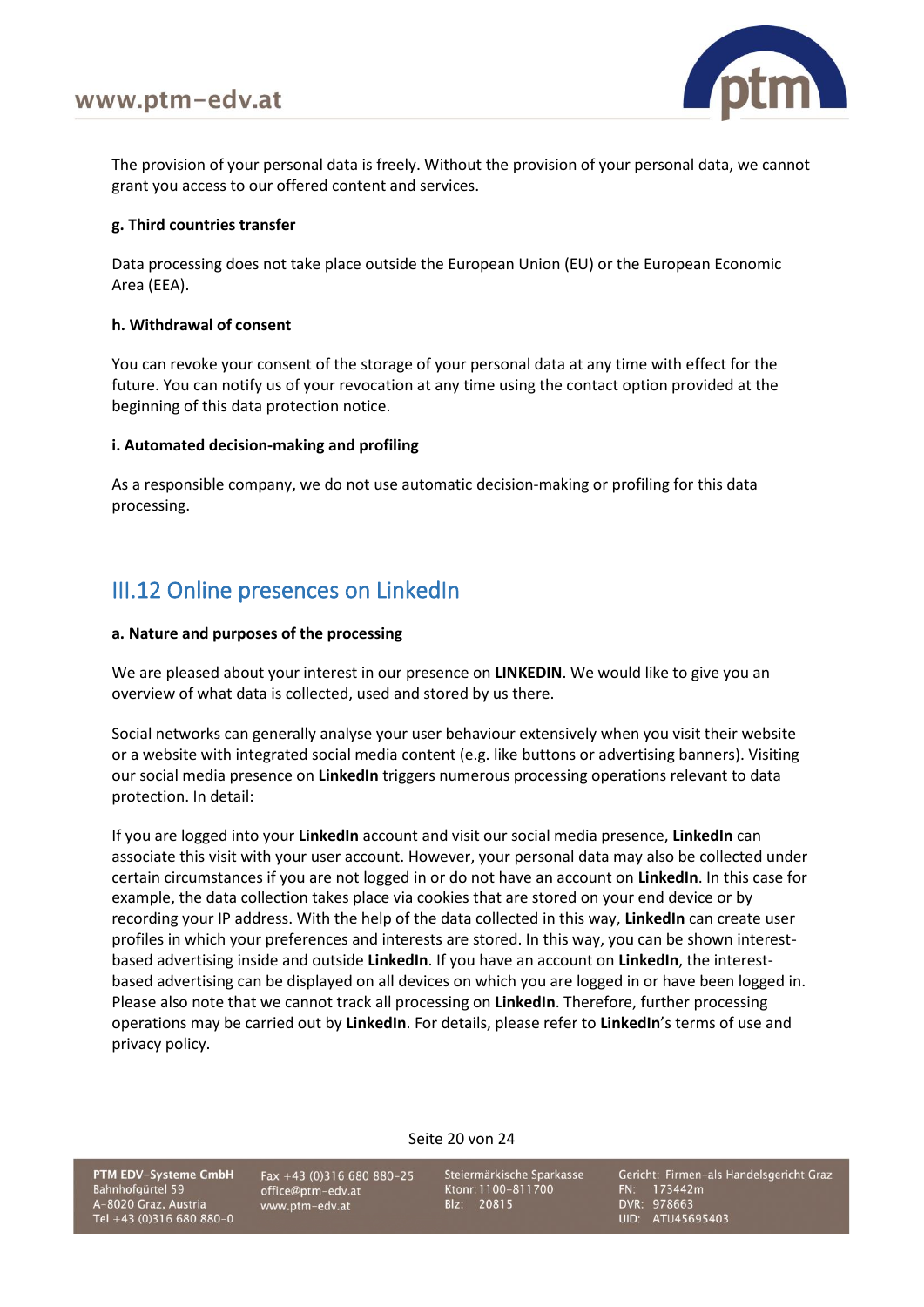The provision of your personal data is freely. Without the provision of your personal data, we cannot grant you access to our offered content and services.

**g. Third countries transfer**

Data processing does not take place outside the European Union (EU) or the European Economic Area (EEA).

**h. Withdrawal of consent**

You can revoke your consent of the storage of your personal data at any time with effect for the future. You can notify us of your revocation at any time using the contact option provided at the beginning of this data protection notice.

**i. Automated decision-making and profiling**

As a responsible company, we do not use automatic decision-making or profiling for this data processing.

## III.12 Online presences on LinkedIn

**a. Nature and purposes of the processing**

We are pleased about your interest in our presence on **LINKEDIN**. We would like to give you an overview of what data is collected, used and stored by us there.

Social networks can generally analyse your user behaviour extensively when you visit their website or a website with integrated social media content (e.g. like buttons or advertising banners). Visiting our social media presence on **LinkedIn** triggers numerous processing operations relevant to data protection. In detail:

If you are logged into your **LinkedIn** account and visit our social media presence, **LinkedIn** can associate this visit with your user account. However, your personal data may also be collected under certain circumstances if you are not logged in or do not have an account on **LinkedIn**. In this case for example, the data collection takes place via cookies that are stored on your end device or by recording your IP address. With the help of the data collected in this way, **LinkedIn** can create user profiles in which your preferences and interests are stored. In this way, you can be shown interest-based advertising inside and outside **LinkedIn**. If you have an account on **LinkedIn**, the interest-based advertising can be displayed on all devices on which you are logged in or have been logged in. Please also note that we cannot track all processing on **LinkedIn**. Therefore, further processing operations may be carried out by **LinkedIn**. For details, please refer to **LinkedIn**'s terms of use and privacy policy.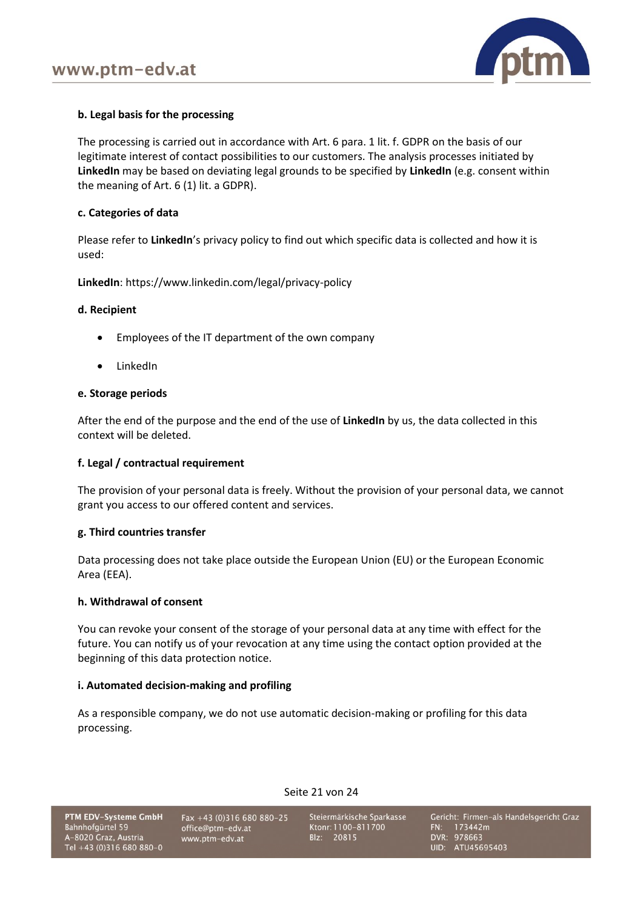**b. Legal basis for the processing**

The processing is carried out in accordance with Art. 6 para. 1 lit. f. GDPR on the basis of our legitimate interest of contact possibilities to our customers. The analysis processes initiated by **LinkedIn** may be based on deviating legal grounds to be specified by **LinkedIn** (e.g. consent within the meaning of Art. 6 (1) lit. a GDPR).

**c. Categories of data**

Please refer to **LinkedIn**'s privacy policy to find out which specific data is collected and how it is used:

**LinkedIn**: https://www.linkedin.com/legal/privacy-policy

**d. Recipient**

- Employees of the IT department of the own company
- LinkedIn

**e. Storage periods**

After the end of the purpose and the end of the use of **LinkedIn** by us, the data collected in this context will be deleted.

**f. Legal / contractual requirement**

The provision of your personal data is freely. Without the provision of your personal data, we cannot grant you access to our offered content and services.

**g. Third countries transfer**

Data processing does not take place outside the European Union (EU) or the European Economic Area (EEA).

**h. Withdrawal of consent**

You can revoke your consent of the storage of your personal data at any time with effect for the future. You can notify us of your revocation at any time using the contact option provided at the beginning of this data protection notice.

**i. Automated decision-making and profiling**

As a responsible company, we do not use automatic decision-making or profiling for this data processing.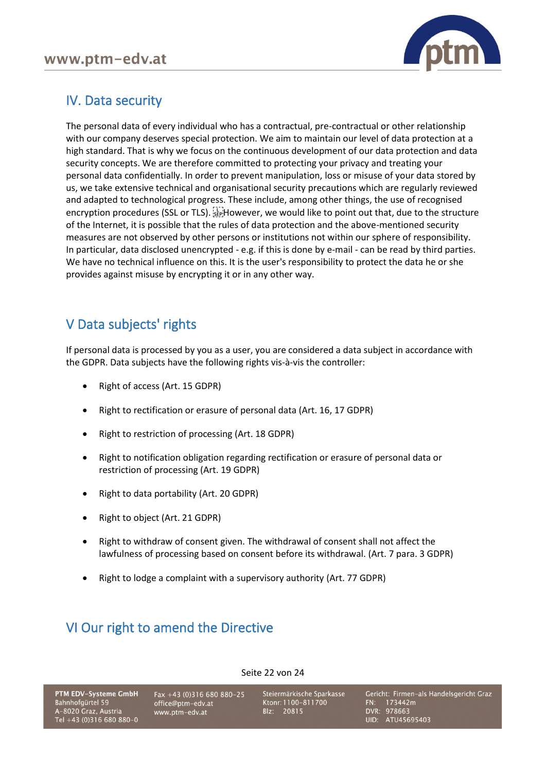## IV. Data security

The personal data of every individual who has a contractual, pre-contractual or other relationship with our company deserves special protection. We aim to maintain our level of data protection at a high standard. That is why we focus on the continuous development of our data protection and data security concepts. We are therefore committed to protecting your privacy and treating your personal data confidentially. In order to prevent manipulation, loss or misuse of your data stored by us, we take extensive technical and organisational security precautions which are regularly reviewed and adapted to technological progress. These include, among other things, the use of recognised encryption procedures (SSL or TLS). However, we would like to point out that, due to the structure of the Internet, it is possible that the rules of data protection and the above-mentioned security measures are not observed by other persons or institutions not within our sphere of responsibility. In particular, data disclosed unencrypted - e.g. if this is done by e-mail - can be read by third parties. We have no technical influence on this. It is the user's responsibility to protect the data he or she provides against misuse by encrypting it or in any other way.

## V Data subjects' rights

If personal data is processed by you as a user, you are considered a data subject in accordance with the GDPR. Data subjects have the following rights vis-à-vis the controller:

- Right of access (Art. 15 GDPR)
- Right to rectification or erasure of personal data (Art. 16, 17 GDPR)
- Right to restriction of processing (Art. 18 GDPR)
- Right to notification obligation regarding rectification or erasure of personal data or restriction of processing (Art. 19 GDPR)
- Right to data portability (Art. 20 GDPR)
- Right to object (Art. 21 GDPR)
- Right to withdraw of consent given. The withdrawal of consent shall not affect the lawfulness of processing based on consent before its withdrawal. (Art. 7 para. 3 GDPR)
- Right to lodge a complaint with a supervisory authority (Art. 77 GDPR)

## VI Our right to amend the Directive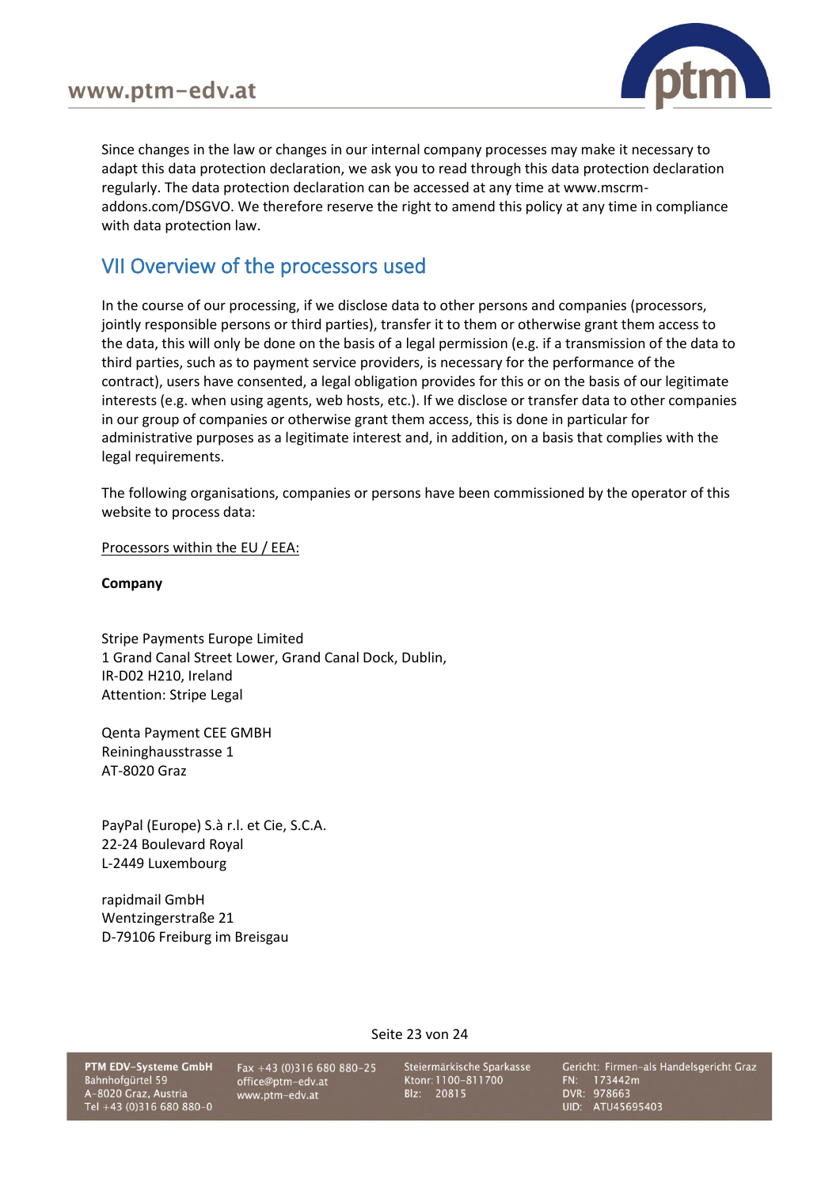Since changes in the law or changes in our internal company processes may make it necessary to adapt this data protection declaration, we ask you to read through this data protection declaration regularly. The data protection declaration can be accessed at any time at www.mscrm-addons.com/DSGVO. We therefore reserve the right to amend this policy at any time in compliance with data protection law.

## VII Overview of the processors used

In the course of our processing, if we disclose data to other persons and companies (processors, jointly responsible persons or third parties), transfer it to them or otherwise grant them access to the data, this will only be done on the basis of a legal permission (e.g. if a transmission of the data to third parties, such as to payment service providers, is necessary for the performance of the contract), users have consented, a legal obligation provides for this or on the basis of our legitimate interests (e.g. when using agents, web hosts, etc.). If we disclose or transfer data to other companies in our group of companies or otherwise grant them access, this is done in particular for administrative purposes as a legitimate interest and, in addition, on a basis that complies with the legal requirements.

The following organisations, companies or persons have been commissioned by the operator of this website to process data:

<u>Processors within the EU / EEA:</u>

**Company**

Stripe Payments Europe Limited
1 Grand Canal Street Lower, Grand Canal Dock, Dublin,
IR-D02 H210, Ireland
Attention: Stripe Legal

Qenta Payment CEE GMBH
Reininghausstrasse 1
AT-8020 Graz

PayPal (Europe) S.à r.l. et Cie, S.C.A.
22-24 Boulevard Royal
L-2449 Luxembourg

rapidmail GmbH
Wentzingerstraße 21
D-79106 Freiburg im Breisgau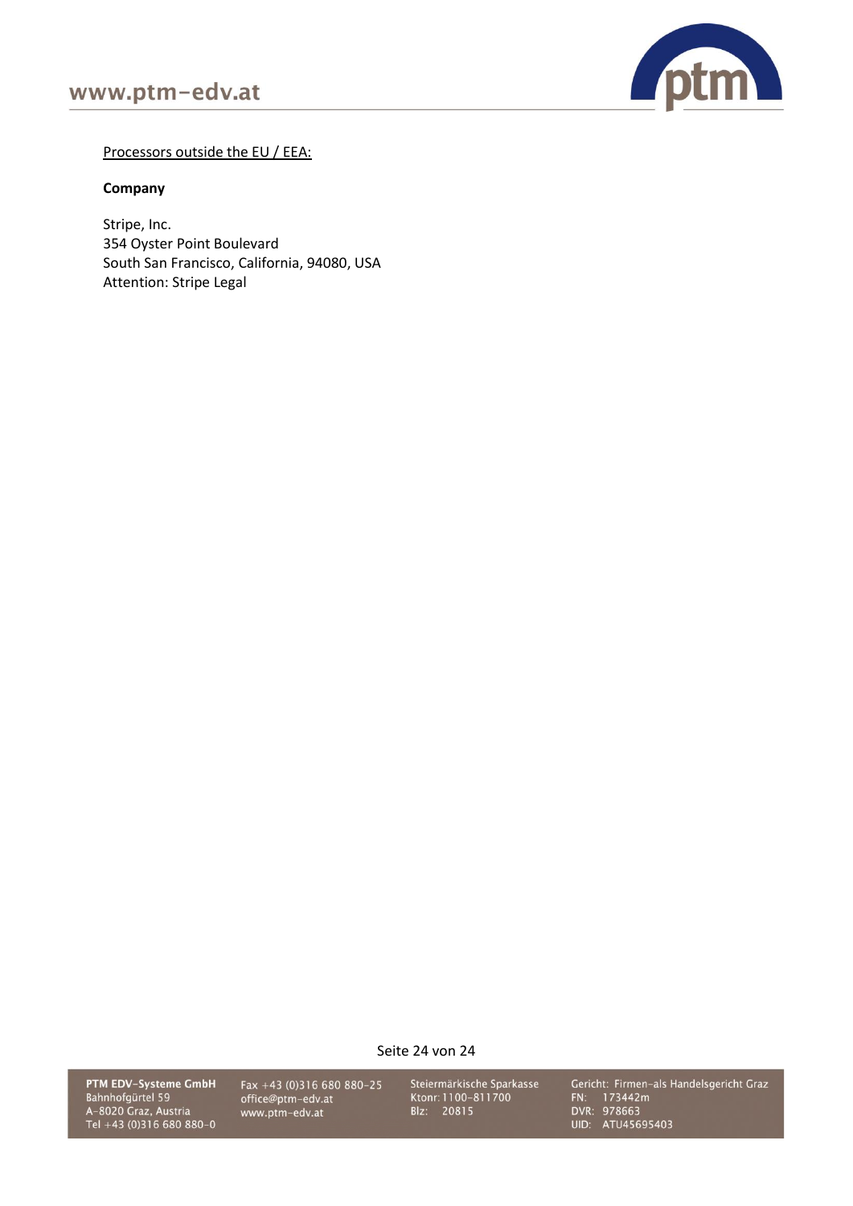Processors outside the EU / EEA:

**Company**

Stripe, Inc.
354 Oyster Point Boulevard
South San Francisco, California, 94080, USA
Attention: Stripe Legal